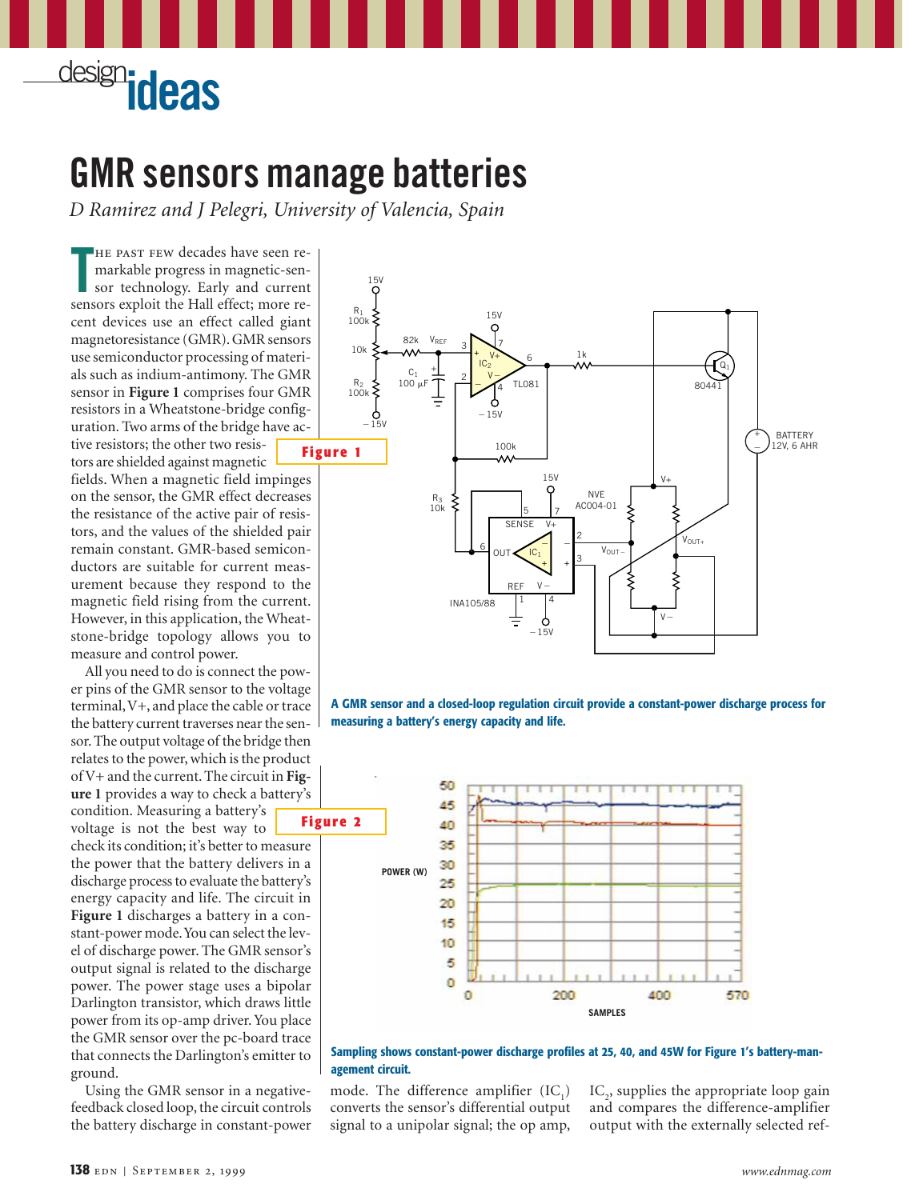# GMR sensors manage batteries

*D Ramirez and J Pelegri, University of Valencia, Spain*

The past few decades have seen remarkable progress in magnetic-sensor technology. Early and current sensors exploit the Hall effect; more recent devices use an effect called giant magnetoresistance (GMR). GMR sensors use semiconductor processing of materials such as indium-antimony. The GMR sensor in **Figure 1** comprises four GMR resistors in a Wheatstone-bridge configuration. Two arms of the bridge have active resistors; the other two resistors are shielded against magnetic fields. When a magnetic field impinges on the sensor, the GMR effect decreases the resistance of the active pair of resistors, and the values of the shielded pair remain constant. GMR-based semiconductors are suitable for current measurement because they respond to the magnetic field rising from the current. However, in this application, the Wheatstone-bridge topology allows you to measure and control power.

All you need to do is connect the power pins of the GMR sensor to the voltage terminal, V+, and place the cable or trace the battery current traverses near the sensor. The output voltage of the bridge then relates to the power, which is the product of V+ and the current. The circuit in **Figure 1** provides a way to check a battery's condition. Measuring a battery's voltage is not the best way to check its condition; it's better to measure the power that the battery delivers in a discharge process to evaluate the battery's energy capacity and life. The circuit in **Figure 1** discharges a battery in a constant-power mode. You can select the level of discharge power. The GMR sensor's output signal is related to the discharge power. The power stage uses a bipolar Darlington transistor, which draws little power from its op-amp driver. You place the GMR sensor over the pc-board trace that connects the Darlington's emitter to ground.

Using the GMR sensor in a negative-feedback closed loop, the circuit controls the battery discharge in constant-power mode. The difference amplifier ($IC_1$) converts the sensor's differential output signal to a unipolar signal; the op amp, $IC_2$, supplies the appropriate loop gain and compares the difference-amplifier output with the externally selected ref-

**Figure 1**

A GMR sensor and a closed-loop regulation circuit provide a constant-power discharge process for measuring a battery's energy capacity and life.

**Figure 2**

Sampling shows constant-power discharge profiles at 25, 40, and 45W for Figure 1's battery-management circuit.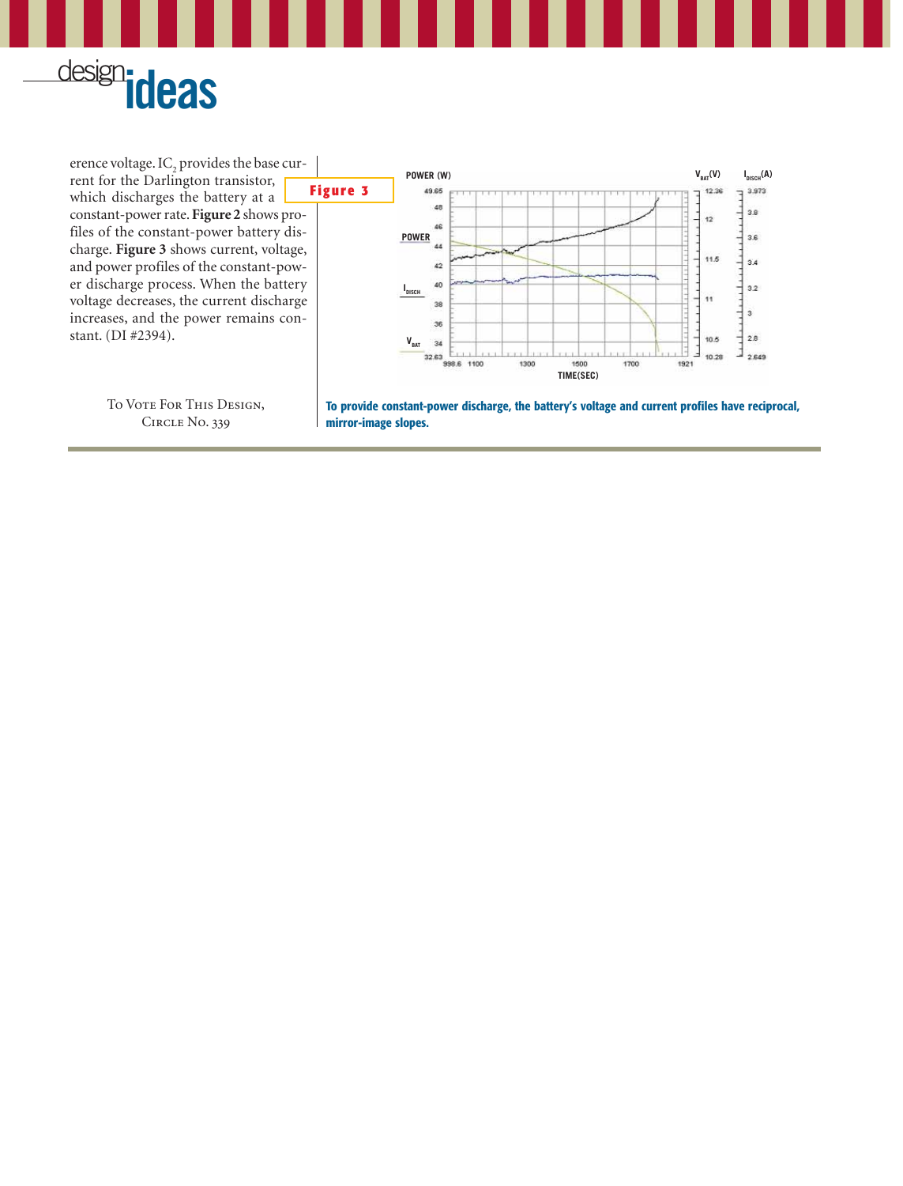erence voltage. $IC_2$ provides the base current for the Darlington transistor, which discharges the battery at a constant-power rate. **Figure 2** shows profiles of the constant-power battery discharge. **Figure 3** shows current, voltage, and power profiles of the constant-power discharge process. When the battery voltage decreases, the current discharge increases, and the power remains constant. (DI #2394).

To Vote For This Design, Circle No. 339

**Figure 3**

POWER (W)

$V_{BAT}$(V)

$I_{DISCH}$(A)

49.65
48
46
44
42
40
38
36
34
32.63

12.36
12
11.5
11
10.5
10.28

3.973
3.8
3.6
3.4
3.2
3
2.8
2.649

POWER

$I_{DISCH}$

$V_{BAT}$

998.6 1100 1300 1500 1700 1921

TIME(SEC)

To provide constant-power discharge, the battery's voltage and current profiles have reciprocal, mirror-image slopes.